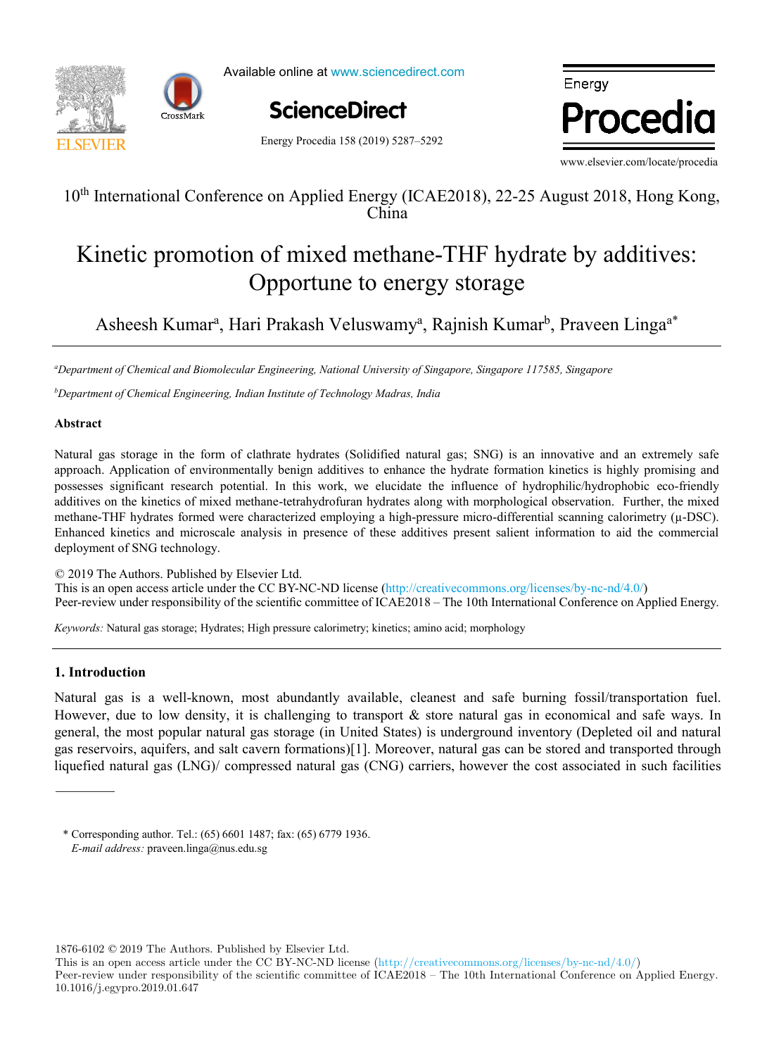10th International Conference on Applied Energy (ICAE2018), 22-25 August 2018, Hong Kong, China

# Kinetic promotion of mixed methane-THF hydrate by additives: Opportune to energy storage

Asheesh Kumar[a], Hari Prakash Veluswamy[a], Rajnish Kumar[b], Praveen Linga[a*]

[a]*Department of Chemical and Biomolecular Engineering, National University of Singapore, Singapore 117585, Singapore*

[b]*Department of Chemical Engineering, Indian Institute of Technology Madras, India*

## Abstract

Natural gas storage in the form of clathrate hydrates (Solidified natural gas; SNG) is an innovative and an extremely safe approach. Application of environmentally benign additives to enhance the hydrate formation kinetics is highly promising and possesses significant research potential. In this work, we elucidate the influence of hydrophilic/hydrophobic eco-friendly additives on the kinetics of mixed methane-tetrahydrofuran hydrates along with morphological observation. Further, the mixed methane-THF hydrates formed were characterized employing a high-pressure micro-differential scanning calorimetry (μ-DSC). Enhanced kinetics and microscale analysis in presence of these additives present salient information to aid the commercial deployment of SNG technology.

© 2019 The Authors. Published by Elsevier Ltd.
This is an open access article under the CC BY-NC-ND license (http://creativecommons.org/licenses/by-nc-nd/4.0/)
Peer-review under responsibility of the scientific committee of ICAE2018 – The 10th International Conference on Applied Energy.

*Keywords:* Natural gas storage; Hydrates; High pressure calorimetry; kinetics; amino acid; morphology

## 1. Introduction

Natural gas is a well-known, most abundantly available, cleanest and safe burning fossil/transportation fuel. However, due to low density, it is challenging to transport & store natural gas in economical and safe ways. In general, the most popular natural gas storage (in United States) is underground inventory (Depleted oil and natural gas reservoirs, aquifers, and salt cavern formations)[1]. Moreover, natural gas can be stored and transported through liquefied natural gas (LNG)/ compressed natural gas (CNG) carriers, however the cost associated in such facilities

\* Corresponding author. Tel.: (65) 6601 1487; fax: (65) 6779 1936.
*E-mail address:* praveen.linga@nus.edu.sg

1876-6102 © 2019 The Authors. Published by Elsevier Ltd.
This is an open access article under the CC BY-NC-ND license (http://creativecommons.org/licenses/by-nc-nd/4.0/)
Peer-review under responsibility of the scientific committee of ICAE2018 – The 10th International Conference on Applied Energy.
10.1016/j.egypro.2019.01.647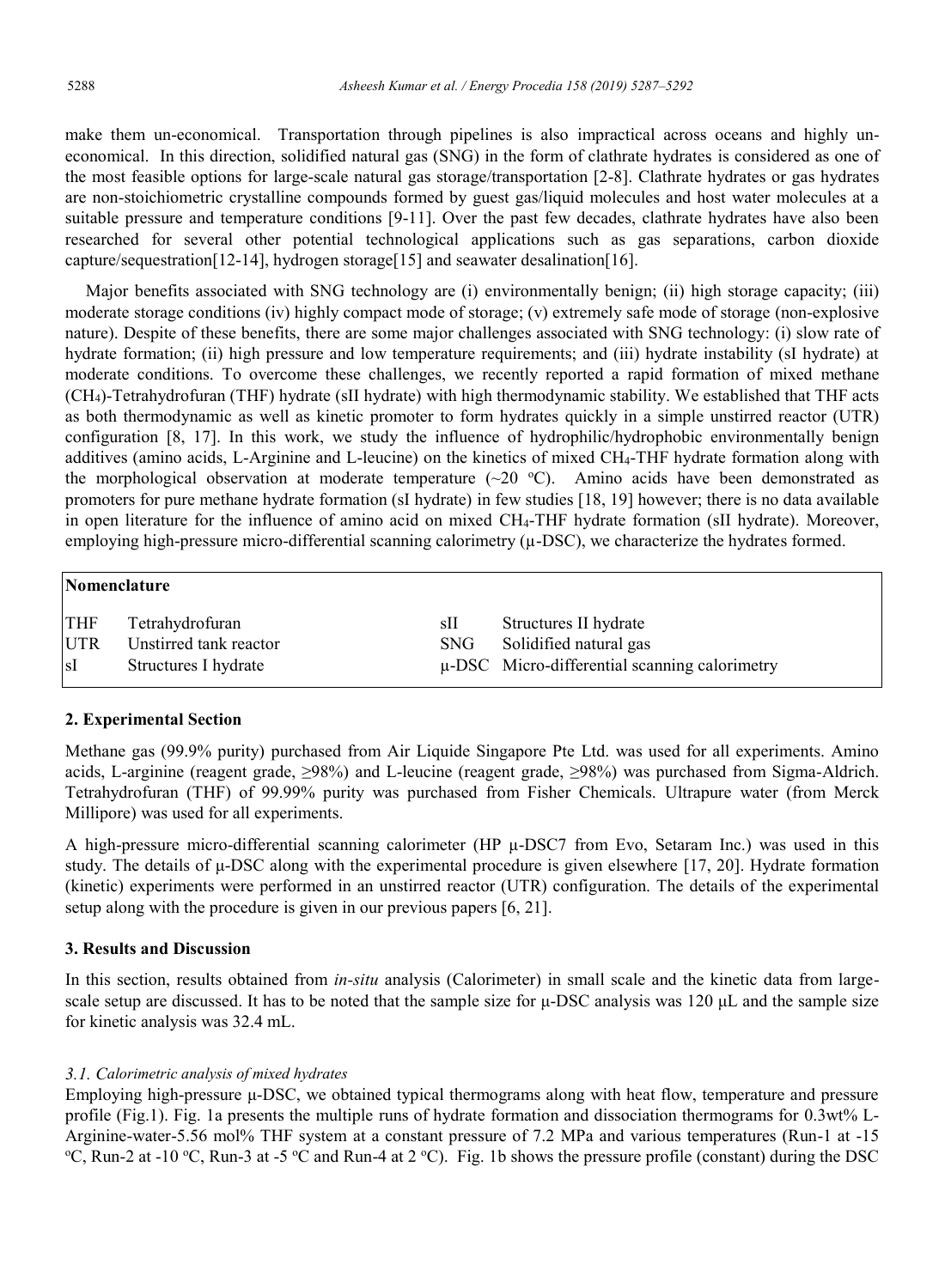make them un-economical. Transportation through pipelines is also impractical across oceans and highly un-economical. In this direction, solidified natural gas (SNG) in the form of clathrate hydrates is considered as one of the most feasible options for large-scale natural gas storage/transportation [2-8]. Clathrate hydrates or gas hydrates are non-stoichiometric crystalline compounds formed by guest gas/liquid molecules and host water molecules at a suitable pressure and temperature conditions [9-11]. Over the past few decades, clathrate hydrates have also been researched for several other potential technological applications such as gas separations, carbon dioxide capture/sequestration[12-14], hydrogen storage[15] and seawater desalination[16].

Major benefits associated with SNG technology are (i) environmentally benign; (ii) high storage capacity; (iii) moderate storage conditions (iv) highly compact mode of storage; (v) extremely safe mode of storage (non-explosive nature). Despite of these benefits, there are some major challenges associated with SNG technology: (i) slow rate of hydrate formation; (ii) high pressure and low temperature requirements; and (iii) hydrate instability (sI hydrate) at moderate conditions. To overcome these challenges, we recently reported a rapid formation of mixed methane ($CH_4$)-Tetrahydrofuran (THF) hydrate (sII hydrate) with high thermodynamic stability. We established that THF acts as both thermodynamic as well as kinetic promoter to form hydrates quickly in a simple unstirred reactor (UTR) configuration [8, 17]. In this work, we study the influence of hydrophilic/hydrophobic environmentally benign additives (amino acids, L-Arginine and L-leucine) on the kinetics of mixed $CH_4$-THF hydrate formation along with the morphological observation at moderate temperature (~20 °C). Amino acids have been demonstrated as promoters for pure methane hydrate formation (sI hydrate) in few studies [18, 19] however; there is no data available in open literature for the influence of amino acid on mixed $CH_4$-THF hydrate formation (sII hydrate). Moreover, employing high-pressure micro-differential scanning calorimetry (μ-DSC), we characterize the hydrates formed.

| **Nomenclature** | | | |
|---|---|---|---|
| THF | Tetrahydrofuran | sII | Structures II hydrate |
| UTR | Unstirred tank reactor | SNG | Solidified natural gas |
| sI | Structures I hydrate | μ-DSC | Micro-differential scanning calorimetry |

## 2. Experimental Section

Methane gas (99.9% purity) purchased from Air Liquide Singapore Pte Ltd. was used for all experiments. Amino acids, L-arginine (reagent grade, ≥98%) and L-leucine (reagent grade, ≥98%) was purchased from Sigma-Aldrich. Tetrahydrofuran (THF) of 99.99% purity was purchased from Fisher Chemicals. Ultrapure water (from Merck Millipore) was used for all experiments.

A high-pressure micro-differential scanning calorimeter (HP μ-DSC7 from Evo, Setaram Inc.) was used in this study. The details of μ-DSC along with the experimental procedure is given elsewhere [17, 20]. Hydrate formation (kinetic) experiments were performed in an unstirred reactor (UTR) configuration. The details of the experimental setup along with the procedure is given in our previous papers [6, 21].

## 3. Results and Discussion

In this section, results obtained from *in-situ* analysis (Calorimeter) in small scale and the kinetic data from large-scale setup are discussed. It has to be noted that the sample size for μ-DSC analysis was 120 μL and the sample size for kinetic analysis was 32.4 mL.

### *3.1. Calorimetric analysis of mixed hydrates*

Employing high-pressure μ-DSC, we obtained typical thermograms along with heat flow, temperature and pressure profile (Fig.1). Fig. 1a presents the multiple runs of hydrate formation and dissociation thermograms for 0.3wt% L-Arginine-water-5.56 mol% THF system at a constant pressure of 7.2 MPa and various temperatures (Run-1 at -15 °C, Run-2 at -10 °C, Run-3 at -5 °C and Run-4 at 2 °C). Fig. 1b shows the pressure profile (constant) during the DSC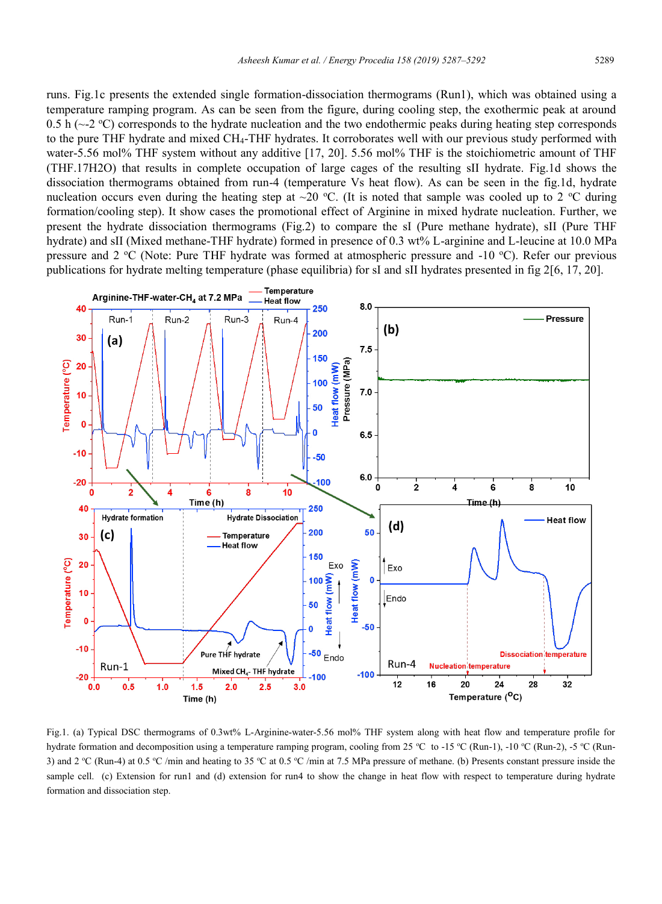runs. Fig.1c presents the extended single formation-dissociation thermograms (Run1), which was obtained using a temperature ramping program. As can be seen from the figure, during cooling step, the exothermic peak at around 0.5 h (~-2 ºC) corresponds to the hydrate nucleation and the two endothermic peaks during heating step corresponds to the pure THF hydrate and mixed $CH_4$-THF hydrates. It corroborates well with our previous study performed with water-5.56 mol% THF system without any additive [17, 20]. 5.56 mol% THF is the stoichiometric amount of THF (THF.17H2O) that results in complete occupation of large cages of the resulting sII hydrate. Fig.1d shows the dissociation thermograms obtained from run-4 (temperature Vs heat flow). As can be seen in the fig.1d, hydrate nucleation occurs even during the heating step at ~20 ºC. (It is noted that sample was cooled up to 2 ºC during formation/cooling step). It show cases the promotional effect of Arginine in mixed hydrate nucleation. Further, we present the hydrate dissociation thermograms (Fig.2) to compare the sI (Pure methane hydrate), sII (Pure THF hydrate) and sII (Mixed methane-THF hydrate) formed in presence of 0.3 wt% L-arginine and L-leucine at 10.0 MPa pressure and 2 ºC (Note: Pure THF hydrate was formed at atmospheric pressure and -10 ºC). Refer our previous publications for hydrate melting temperature (phase equilibria) for sI and sII hydrates presented in fig 2[6, 17, 20].

Fig.1. (a) Typical DSC thermograms of 0.3wt% L-Arginine-water-5.56 mol% THF system along with heat flow and temperature profile for hydrate formation and decomposition using a temperature ramping program, cooling from 25 ºC to -15 ºC (Run-1), -10 ºC (Run-2), -5 ºC (Run-3) and 2 ºC (Run-4) at 0.5 ºC /min and heating to 35 ºC at 0.5 ºC /min at 7.5 MPa pressure of methane. (b) Presents constant pressure inside the sample cell. (c) Extension for run1 and (d) extension for run4 to show the change in heat flow with respect to temperature during hydrate formation and dissociation step.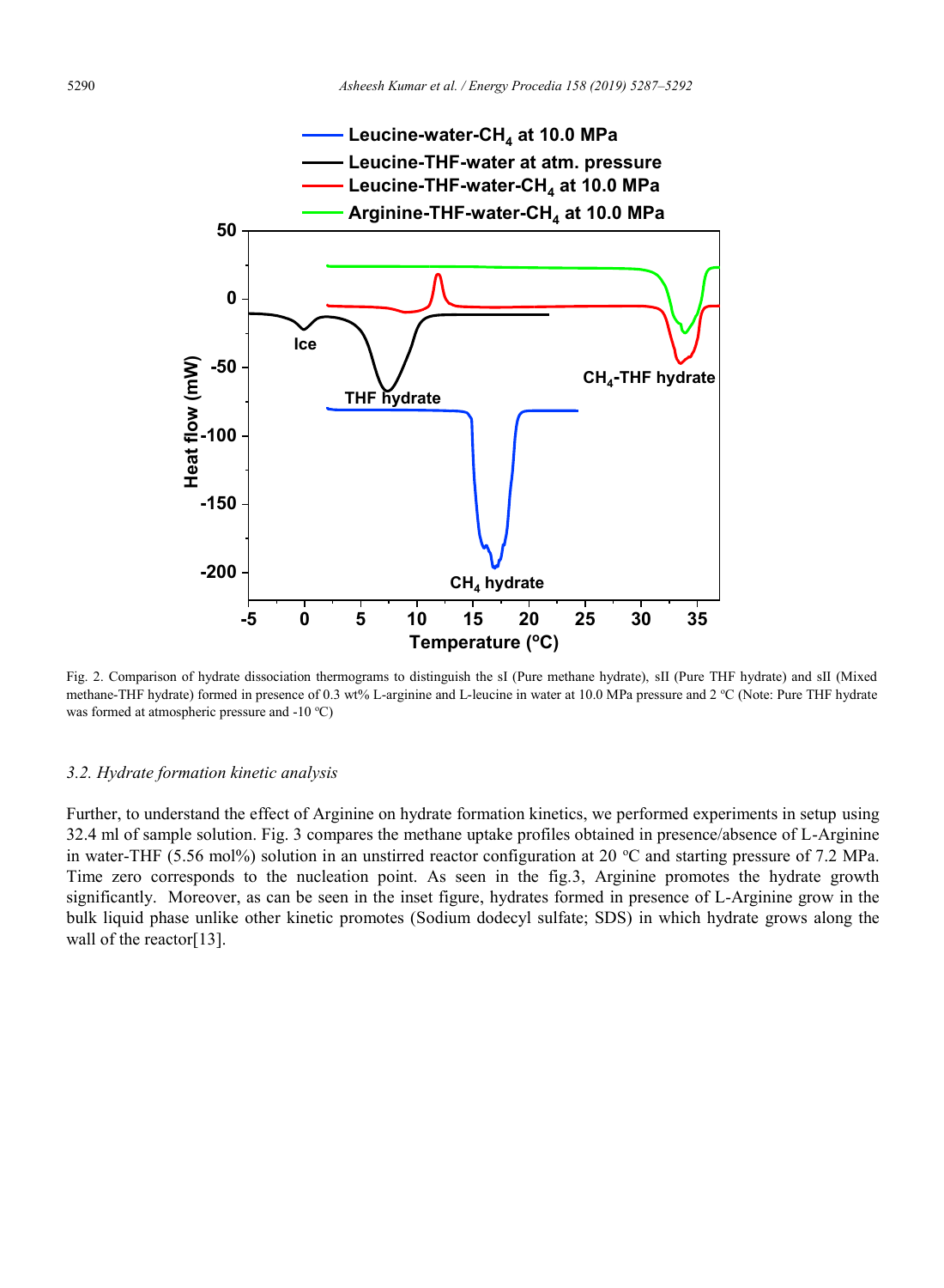Fig. 2. Comparison of hydrate dissociation thermograms to distinguish the sI (Pure methane hydrate), sII (Pure THF hydrate) and sII (Mixed methane-THF hydrate) formed in presence of 0.3 wt% L-arginine and L-leucine in water at 10.0 MPa pressure and 2 ºC (Note: Pure THF hydrate was formed at atmospheric pressure and -10 ºC)

### *3.2. Hydrate formation kinetic analysis*

Further, to understand the effect of Arginine on hydrate formation kinetics, we performed experiments in setup using 32.4 ml of sample solution. Fig. 3 compares the methane uptake profiles obtained in presence/absence of L-Arginine in water-THF (5.56 mol%) solution in an unstirred reactor configuration at 20 ºC and starting pressure of 7.2 MPa. Time zero corresponds to the nucleation point. As seen in the fig.3, Arginine promotes the hydrate growth significantly. Moreover, as can be seen in the inset figure, hydrates formed in presence of L-Arginine grow in the bulk liquid phase unlike other kinetic promotes (Sodium dodecyl sulfate; SDS) in which hydrate grows along the wall of the reactor[13].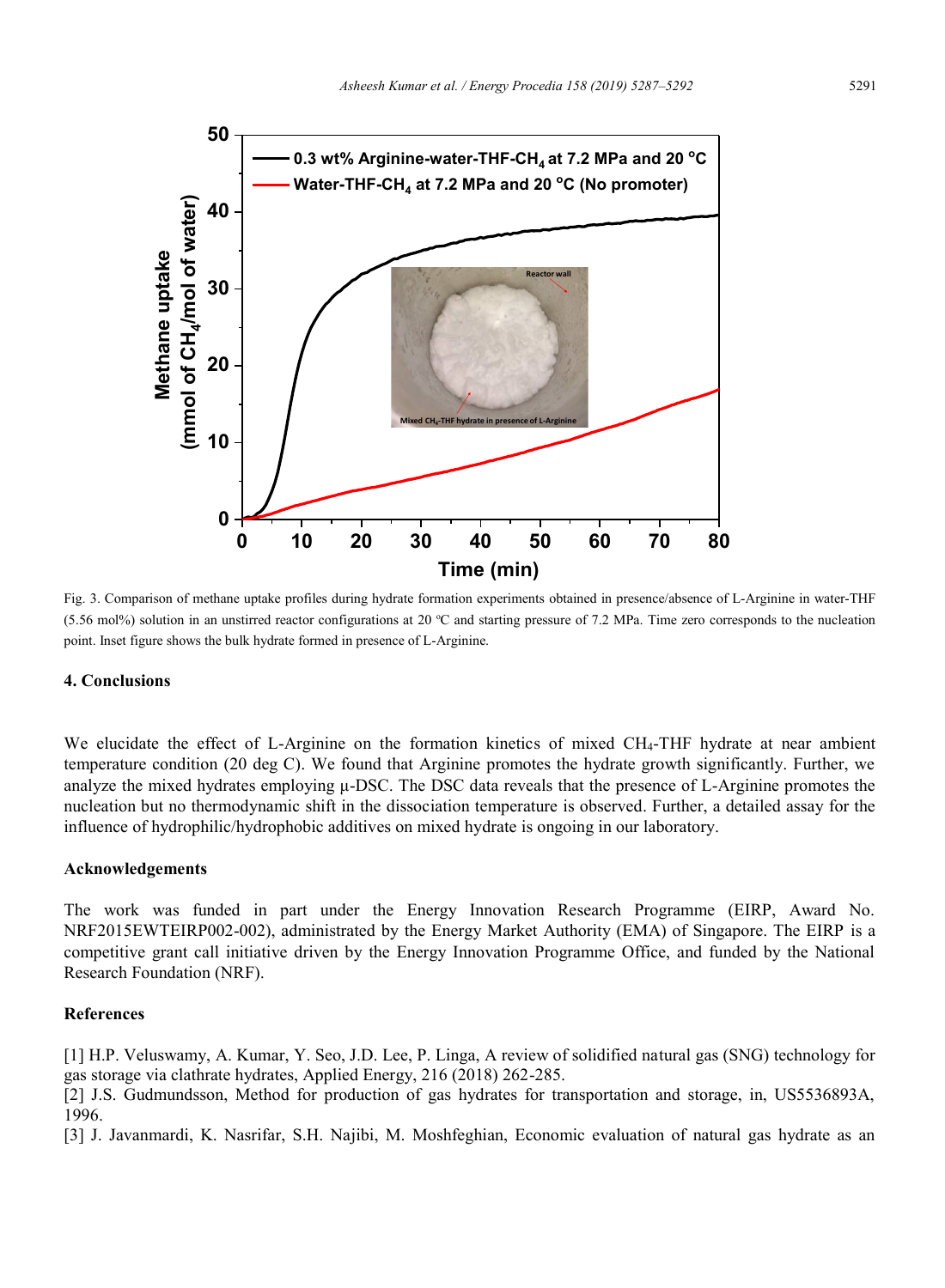Fig. 3. Comparison of methane uptake profiles during hydrate formation experiments obtained in presence/absence of L-Arginine in water-THF (5.56 mol%) solution in an unstirred reactor configurations at 20 °C and starting pressure of 7.2 MPa. Time zero corresponds to the nucleation point. Inset figure shows the bulk hydrate formed in presence of L-Arginine.

## 4. Conclusions

We elucidate the effect of L-Arginine on the formation kinetics of mixed $CH_4$-THF hydrate at near ambient temperature condition (20 deg C). We found that Arginine promotes the hydrate growth significantly. Further, we analyze the mixed hydrates employing μ-DSC. The DSC data reveals that the presence of L-Arginine promotes the nucleation but no thermodynamic shift in the dissociation temperature is observed. Further, a detailed assay for the influence of hydrophilic/hydrophobic additives on mixed hydrate is ongoing in our laboratory.

## Acknowledgements

The work was funded in part under the Energy Innovation Research Programme (EIRP, Award No. NRF2015EWTEIRP002-002), administrated by the Energy Market Authority (EMA) of Singapore. The EIRP is a competitive grant call initiative driven by the Energy Innovation Programme Office, and funded by the National Research Foundation (NRF).

## References

[1] H.P. Veluswamy, A. Kumar, Y. Seo, J.D. Lee, P. Linga, A review of solidified natural gas (SNG) technology for gas storage via clathrate hydrates, Applied Energy, 216 (2018) 262-285.

[2] J.S. Gudmundsson, Method for production of gas hydrates for transportation and storage, in, US5536893A, 1996.

[3] J. Javanmardi, K. Nasrifar, S.H. Najibi, M. Moshfeghian, Economic evaluation of natural gas hydrate as an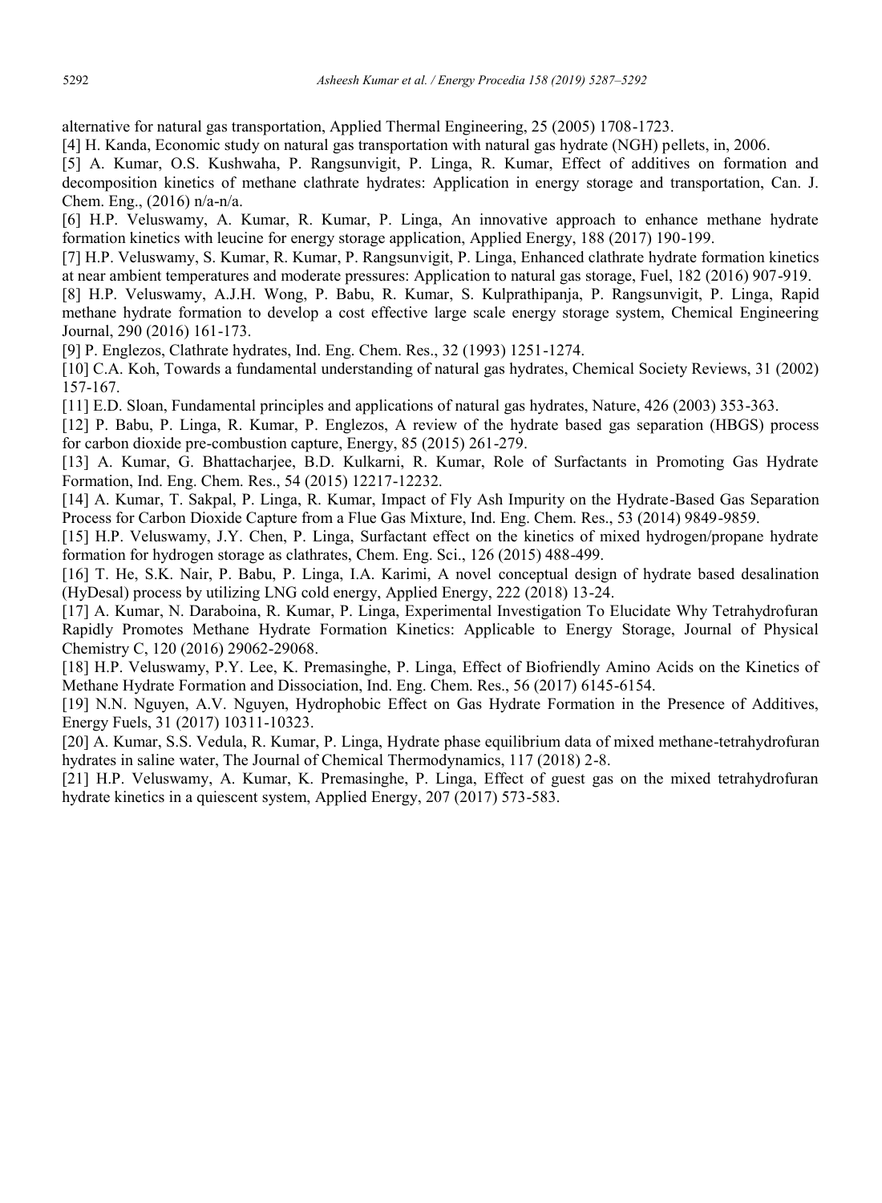alternative for natural gas transportation, Applied Thermal Engineering, 25 (2005) 1708-1723.

[4] H. Kanda, Economic study on natural gas transportation with natural gas hydrate (NGH) pellets, in, 2006.

[5] A. Kumar, O.S. Kushwaha, P. Rangsunvigit, P. Linga, R. Kumar, Effect of additives on formation and decomposition kinetics of methane clathrate hydrates: Application in energy storage and transportation, Can. J. Chem. Eng., (2016) n/a-n/a.

[6] H.P. Veluswamy, A. Kumar, R. Kumar, P. Linga, An innovative approach to enhance methane hydrate formation kinetics with leucine for energy storage application, Applied Energy, 188 (2017) 190-199.

[7] H.P. Veluswamy, S. Kumar, R. Kumar, P. Rangsunvigit, P. Linga, Enhanced clathrate hydrate formation kinetics at near ambient temperatures and moderate pressures: Application to natural gas storage, Fuel, 182 (2016) 907-919.

[8] H.P. Veluswamy, A.J.H. Wong, P. Babu, R. Kumar, S. Kulprathipanja, P. Rangsunvigit, P. Linga, Rapid methane hydrate formation to develop a cost effective large scale energy storage system, Chemical Engineering Journal, 290 (2016) 161-173.

[9] P. Englezos, Clathrate hydrates, Ind. Eng. Chem. Res., 32 (1993) 1251-1274.

[10] C.A. Koh, Towards a fundamental understanding of natural gas hydrates, Chemical Society Reviews, 31 (2002) 157-167.

[11] E.D. Sloan, Fundamental principles and applications of natural gas hydrates, Nature, 426 (2003) 353-363.

[12] P. Babu, P. Linga, R. Kumar, P. Englezos, A review of the hydrate based gas separation (HBGS) process for carbon dioxide pre-combustion capture, Energy, 85 (2015) 261-279.

[13] A. Kumar, G. Bhattacharjee, B.D. Kulkarni, R. Kumar, Role of Surfactants in Promoting Gas Hydrate Formation, Ind. Eng. Chem. Res., 54 (2015) 12217-12232.

[14] A. Kumar, T. Sakpal, P. Linga, R. Kumar, Impact of Fly Ash Impurity on the Hydrate-Based Gas Separation Process for Carbon Dioxide Capture from a Flue Gas Mixture, Ind. Eng. Chem. Res., 53 (2014) 9849-9859.

[15] H.P. Veluswamy, J.Y. Chen, P. Linga, Surfactant effect on the kinetics of mixed hydrogen/propane hydrate formation for hydrogen storage as clathrates, Chem. Eng. Sci., 126 (2015) 488-499.

[16] T. He, S.K. Nair, P. Babu, P. Linga, I.A. Karimi, A novel conceptual design of hydrate based desalination (HyDesal) process by utilizing LNG cold energy, Applied Energy, 222 (2018) 13-24.

[17] A. Kumar, N. Daraboina, R. Kumar, P. Linga, Experimental Investigation To Elucidate Why Tetrahydrofuran Rapidly Promotes Methane Hydrate Formation Kinetics: Applicable to Energy Storage, Journal of Physical Chemistry C, 120 (2016) 29062-29068.

[18] H.P. Veluswamy, P.Y. Lee, K. Premasinghe, P. Linga, Effect of Biofriendly Amino Acids on the Kinetics of Methane Hydrate Formation and Dissociation, Ind. Eng. Chem. Res., 56 (2017) 6145-6154.

[19] N.N. Nguyen, A.V. Nguyen, Hydrophobic Effect on Gas Hydrate Formation in the Presence of Additives, Energy Fuels, 31 (2017) 10311-10323.

[20] A. Kumar, S.S. Vedula, R. Kumar, P. Linga, Hydrate phase equilibrium data of mixed methane-tetrahydrofuran hydrates in saline water, The Journal of Chemical Thermodynamics, 117 (2018) 2-8.

[21] H.P. Veluswamy, A. Kumar, K. Premasinghe, P. Linga, Effect of guest gas on the mixed tetrahydrofuran hydrate kinetics in a quiescent system, Applied Energy, 207 (2017) 573-583.